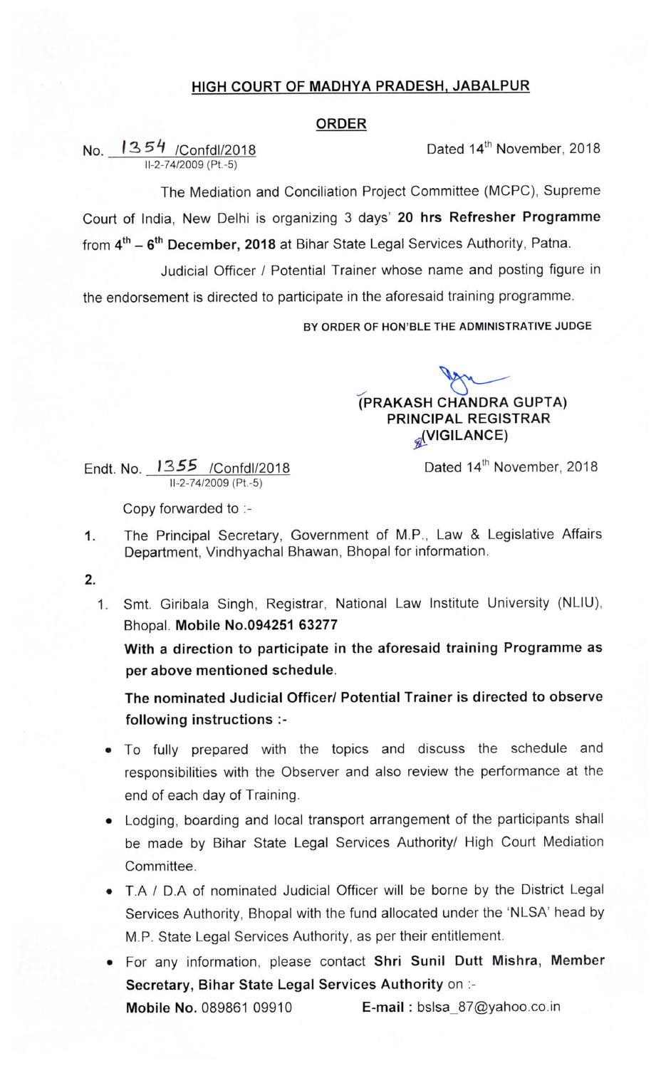## HIGH COURT OF MADHYA PRADESH, JABALPUR

### ORDER

No. 1354 /Confdl/2018
II-2-74/2009 (Pt.-5)

Dated 14th November, 2018

The Mediation and Conciliation Project Committee (MCPC), Supreme Court of India, New Delhi is organizing 3 days' **20 hrs Refresher Programme** from **4th – 6th December, 2018** at Bihar State Legal Services Authority, Patna.

Judicial Officer / Potential Trainer whose name and posting figure in the endorsement is directed to participate in the aforesaid training programme.

**BY ORDER OF HON'BLE THE ADMINISTRATIVE JUDGE**

**(PRAKASH CHANDRA GUPTA)**
**PRINCIPAL REGISTRAR**
**(VIGILANCE)**

Endt. No. 1355 /Confdl/2018
II-2-74/2009 (Pt.-5)

Dated 14th November, 2018

Copy forwarded to :-

1. The Principal Secretary, Government of M.P., Law & Legislative Affairs Department, Vindhyachal Bhawan, Bhopal for information.

2.

   1. Smt. Giribala Singh, Registrar, National Law Institute University (NLIU), Bhopal. **Mobile No.094251 63277**

      **With a direction to participate in the aforesaid training Programme as per above mentioned schedule.**

      **The nominated Judicial Officer/ Potential Trainer is directed to observe following instructions :-**

- To fully prepared with the topics and discuss the schedule and responsibilities with the Observer and also review the performance at the end of each day of Training.
- Lodging, boarding and local transport arrangement of the participants shall be made by Bihar State Legal Services Authority/ High Court Mediation Committee.
- T.A / D.A of nominated Judicial Officer will be borne by the District Legal Services Authority, Bhopal with the fund allocated under the 'NLSA' head by M.P. State Legal Services Authority, as per their entitlement.
- For any information, please contact **Shri Sunil Dutt Mishra, Member Secretary, Bihar State Legal Services Authority** on :-
  **Mobile No.** 089861 09910 **E-mail :** bslsa_87@yahoo.co.in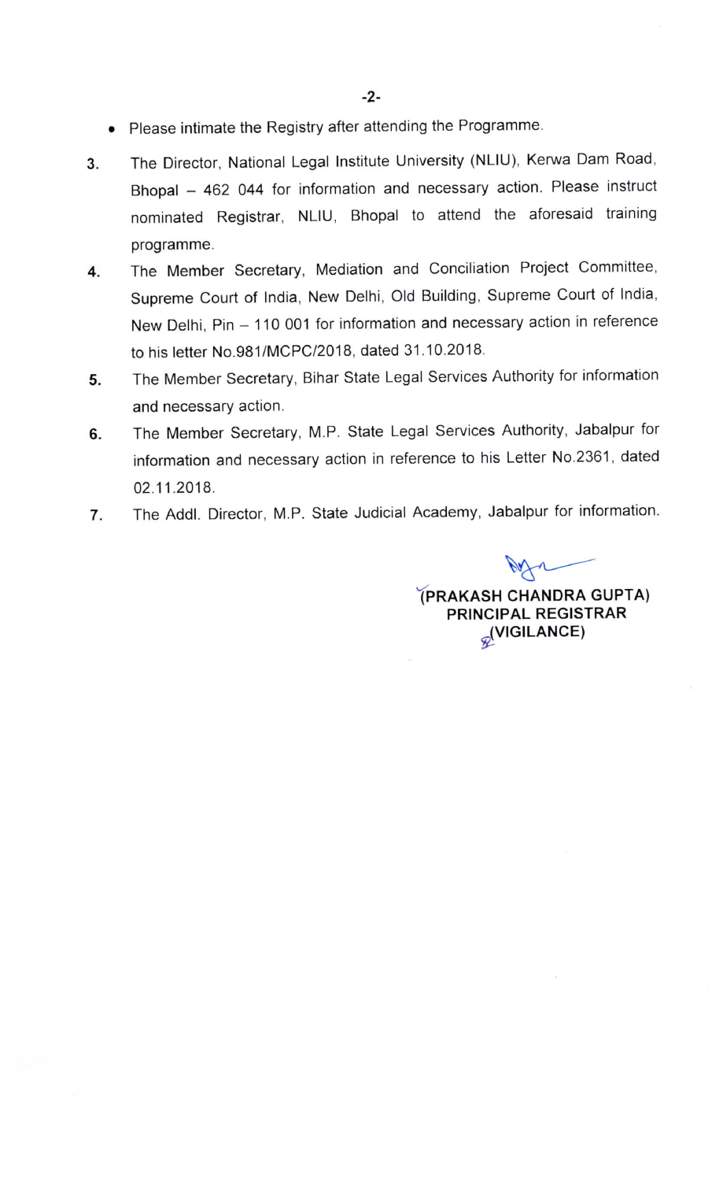- Please intimate the Registry after attending the Programme.

3. The Director, National Legal Institute University (NLIU), Kerwa Dam Road, Bhopal – 462 044 for information and necessary action. Please instruct nominated Registrar, NLIU, Bhopal to attend the aforesaid training programme.
4. The Member Secretary, Mediation and Conciliation Project Committee, Supreme Court of India, New Delhi, Old Building, Supreme Court of India, New Delhi, Pin – 110 001 for information and necessary action in reference to his letter No.981/MCPC/2018, dated 31.10.2018.
5. The Member Secretary, Bihar State Legal Services Authority for information and necessary action.
6. The Member Secretary, M.P. State Legal Services Authority, Jabalpur for information and necessary action in reference to his Letter No.2361, dated 02.11.2018.
7. The Addl. Director, M.P. State Judicial Academy, Jabalpur for information.

**(PRAKASH CHANDRA GUPTA)**
**PRINCIPAL REGISTRAR**
**(VIGILANCE)**